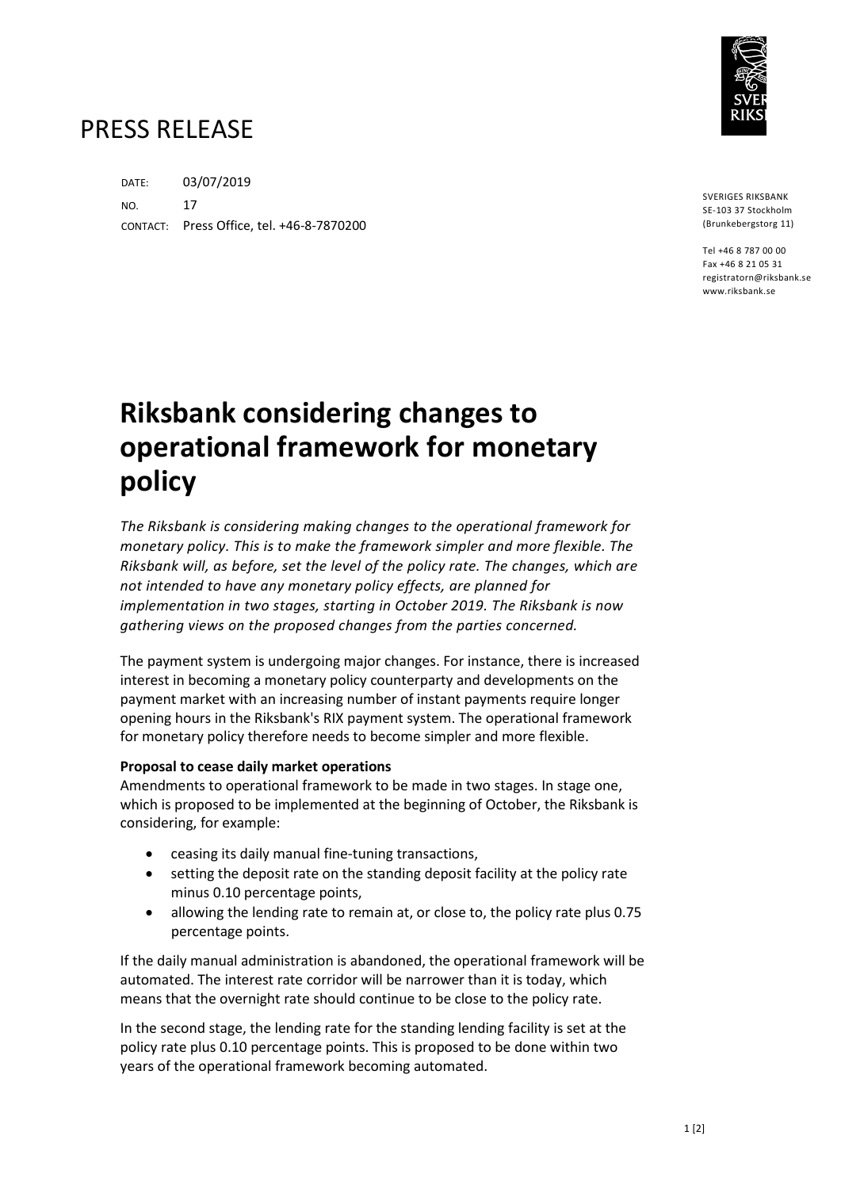# PRESS RELEASE

DATE: 03/07/2019

NO. 17

CONTACT: Press Office, tel. +46-8-7870200

SVERIGES RIKSBANK
SE-103 37 Stockholm
(Brunkebergstorg 11)

Tel +46 8 787 00 00
Fax +46 8 21 05 31
registratorn@riksbank.se
www.riksbank.se

## Riksbank considering changes to operational framework for monetary policy

*The Riksbank is considering making changes to the operational framework for monetary policy. This is to make the framework simpler and more flexible. The Riksbank will, as before, set the level of the policy rate. The changes, which are not intended to have any monetary policy effects, are planned for implementation in two stages, starting in October 2019. The Riksbank is now gathering views on the proposed changes from the parties concerned.*

The payment system is undergoing major changes. For instance, there is increased interest in becoming a monetary policy counterparty and developments on the payment market with an increasing number of instant payments require longer opening hours in the Riksbank's RIX payment system. The operational framework for monetary policy therefore needs to become simpler and more flexible.

**Proposal to cease daily market operations**

Amendments to operational framework to be made in two stages. In stage one, which is proposed to be implemented at the beginning of October, the Riksbank is considering, for example:

- ceasing its daily manual fine-tuning transactions,
- setting the deposit rate on the standing deposit facility at the policy rate minus 0.10 percentage points,
- allowing the lending rate to remain at, or close to, the policy rate plus 0.75 percentage points.

If the daily manual administration is abandoned, the operational framework will be automated. The interest rate corridor will be narrower than it is today, which means that the overnight rate should continue to be close to the policy rate.

In the second stage, the lending rate for the standing lending facility is set at the policy rate plus 0.10 percentage points. This is proposed to be done within two years of the operational framework becoming automated.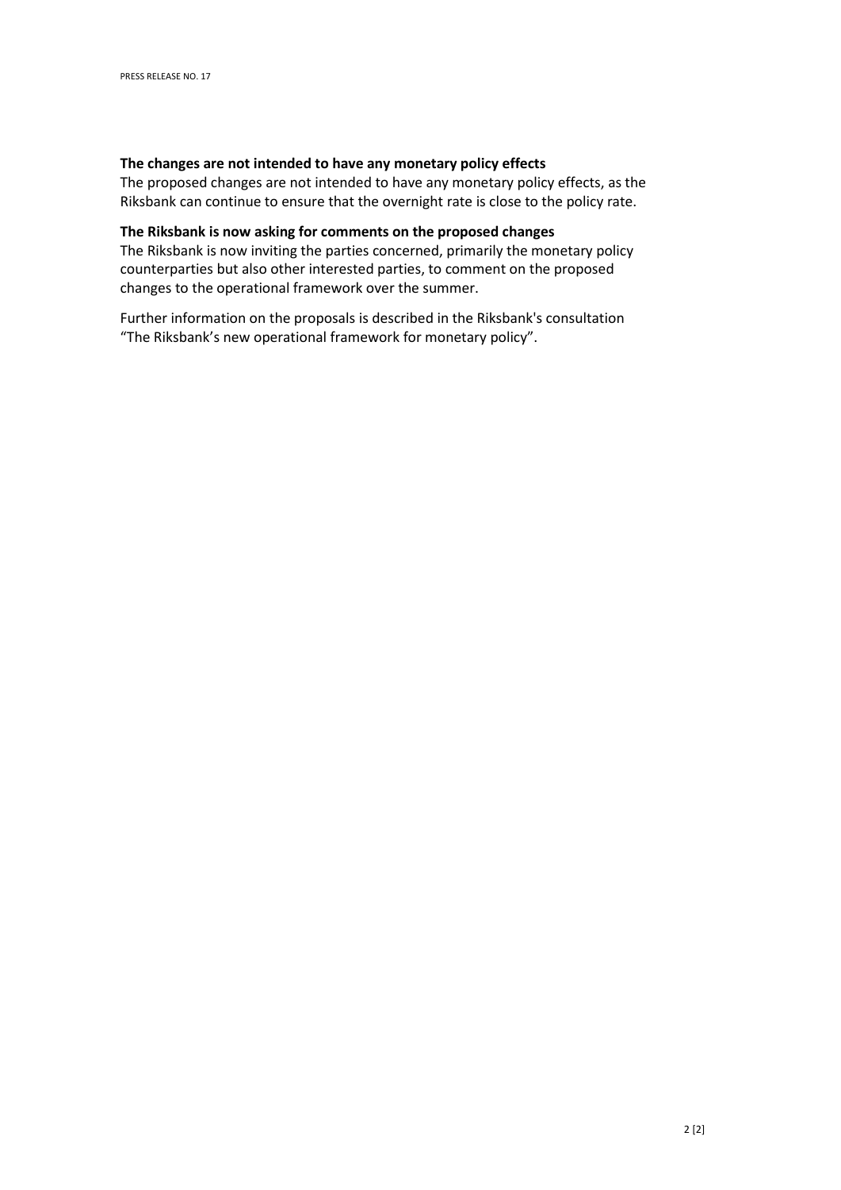**The changes are not intended to have any monetary policy effects**

The proposed changes are not intended to have any monetary policy effects, as the Riksbank can continue to ensure that the overnight rate is close to the policy rate.

**The Riksbank is now asking for comments on the proposed changes**

The Riksbank is now inviting the parties concerned, primarily the monetary policy counterparties but also other interested parties, to comment on the proposed changes to the operational framework over the summer.

Further information on the proposals is described in the Riksbank's consultation "The Riksbank's new operational framework for monetary policy".